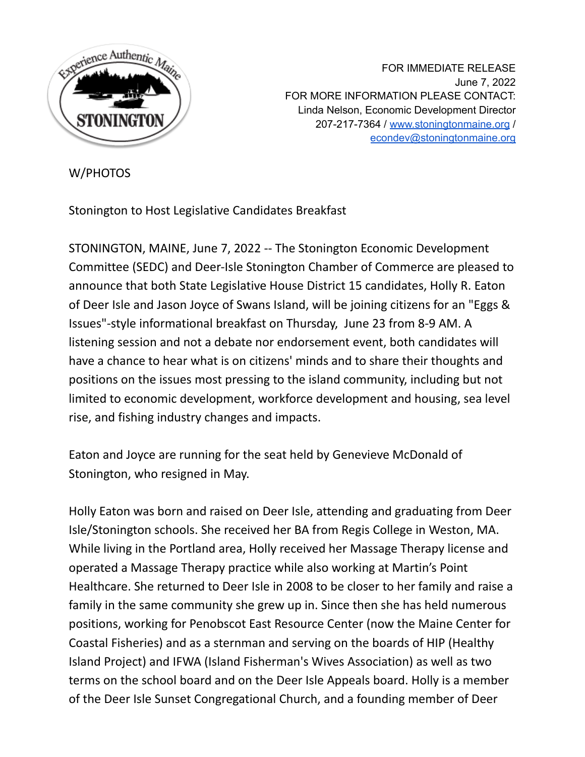FOR IMMEDIATE RELEASE
June 7, 2022
FOR MORE INFORMATION PLEASE CONTACT:
Linda Nelson, Economic Development Director
207-217-7364 / www.stoningtonmaine.org /
econdev@stoningtonmaine.org

W/PHOTOS

Stonington to Host Legislative Candidates Breakfast

STONINGTON, MAINE, June 7, 2022 -- The Stonington Economic Development Committee (SEDC) and Deer-Isle Stonington Chamber of Commerce are pleased to announce that both State Legislative House District 15 candidates, Holly R. Eaton of Deer Isle and Jason Joyce of Swans Island, will be joining citizens for an "Eggs & Issues"-style informational breakfast on Thursday, June 23 from 8-9 AM. A listening session and not a debate nor endorsement event, both candidates will have a chance to hear what is on citizens' minds and to share their thoughts and positions on the issues most pressing to the island community, including but not limited to economic development, workforce development and housing, sea level rise, and fishing industry changes and impacts.

Eaton and Joyce are running for the seat held by Genevieve McDonald of Stonington, who resigned in May.

Holly Eaton was born and raised on Deer Isle, attending and graduating from Deer Isle/Stonington schools. She received her BA from Regis College in Weston, MA. While living in the Portland area, Holly received her Massage Therapy license and operated a Massage Therapy practice while also working at Martin's Point Healthcare. She returned to Deer Isle in 2008 to be closer to her family and raise a family in the same community she grew up in. Since then she has held numerous positions, working for Penobscot East Resource Center (now the Maine Center for Coastal Fisheries) and as a sternman and serving on the boards of HIP (Healthy Island Project) and IFWA (Island Fisherman's Wives Association) as well as two terms on the school board and on the Deer Isle Appeals board. Holly is a member of the Deer Isle Sunset Congregational Church, and a founding member of Deer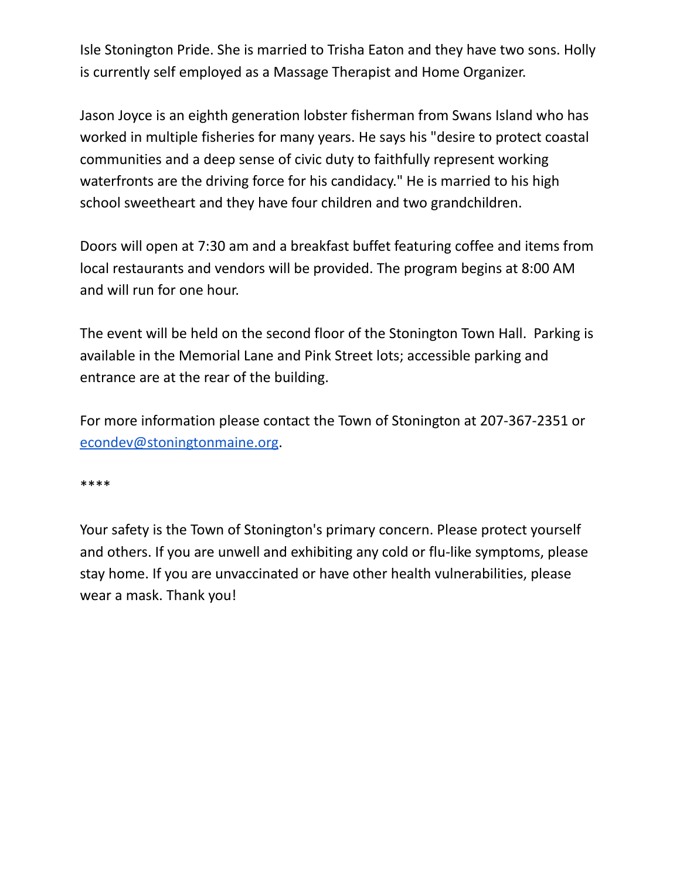Isle Stonington Pride. She is married to Trisha Eaton and they have two sons. Holly is currently self employed as a Massage Therapist and Home Organizer.

Jason Joyce is an eighth generation lobster fisherman from Swans Island who has worked in multiple fisheries for many years. He says his "desire to protect coastal communities and a deep sense of civic duty to faithfully represent working waterfronts are the driving force for his candidacy." He is married to his high school sweetheart and they have four children and two grandchildren.

Doors will open at 7:30 am and a breakfast buffet featuring coffee and items from local restaurants and vendors will be provided. The program begins at 8:00 AM and will run for one hour.

The event will be held on the second floor of the Stonington Town Hall. Parking is available in the Memorial Lane and Pink Street lots; accessible parking and entrance are at the rear of the building.

For more information please contact the Town of Stonington at 207-367-2351 or [econdev@stoningtonmaine.org](mailto:econdev@stoningtonmaine.org).

****

Your safety is the Town of Stonington's primary concern. Please protect yourself and others. If you are unwell and exhibiting any cold or flu-like symptoms, please stay home. If you are unvaccinated or have other health vulnerabilities, please wear a mask. Thank you!